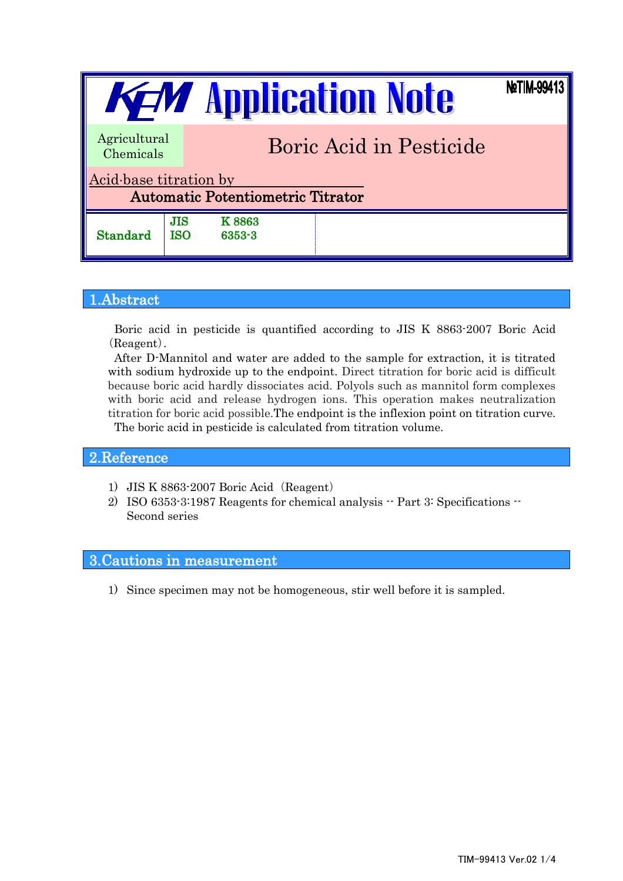# KEM Application Note

№TIM-99413

**Agricultural Chemicals**

## Boric Acid in Pesticide

**Acid-base titration by Automatic Potentiometric Titrator**

| Standard | | |
|---|---|---|
| | JIS | K 8863 |
| | ISO | 6353-3 |

## 1.Abstract

Boric acid in pesticide is quantified according to JIS K 8863-2007 Boric Acid (Reagent).

After D-Mannitol and water are added to the sample for extraction, it is titrated with sodium hydroxide up to the endpoint. Direct titration for boric acid is difficult because boric acid hardly dissociates acid. Polyols such as mannitol form complexes with boric acid and release hydrogen ions. This operation makes neutralization titration for boric acid possible.The endpoint is the inflexion point on titration curve.

The boric acid in pesticide is calculated from titration volume.

## 2.Reference

1) JIS K 8863-2007 Boric Acid (Reagent)
2) ISO 6353-3:1987 Reagents for chemical analysis -- Part 3: Specifications -- Second series

## 3.Cautions in measurement

1) Since specimen may not be homogeneous, stir well before it is sampled.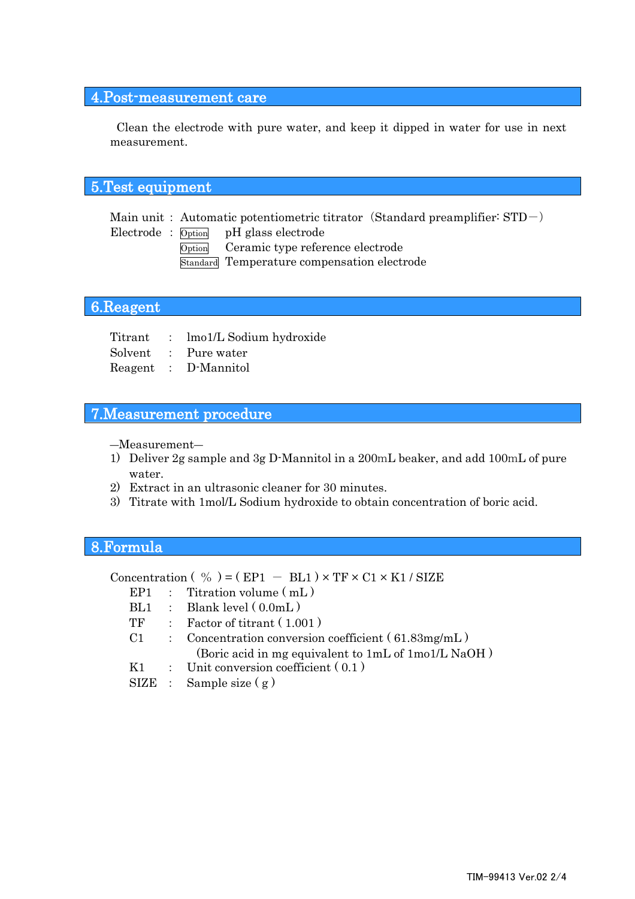## 4.Post-measurement care

Clean the electrode with pure water, and keep it dipped in water for use in next measurement.

## 5.Test equipment

Main unit : Automatic potentiometric titrator（Standard preamplifier: STD－）

Electrode : Option pH glass electrode

Option Ceramic type reference electrode

Standard Temperature compensation electrode

## 6.Reagent

Titrant : lmo1/L Sodium hydroxide

Solvent : Pure water

Reagent : D-Mannitol

## 7.Measurement procedure

—Measurement—

1) Deliver 2g sample and 3g D-Mannitol in a 200mL beaker, and add 100mL of pure water.
2) Extract in an ultrasonic cleaner for 30 minutes.
3) Titrate with 1mol/L Sodium hydroxide to obtain concentration of boric acid.

## 8.Formula

Concentration ( % ) = ( EP1 － BL1 ) × TF × C1 × K1 / SIZE

EP1 : Titration volume ( mL )

BL1 : Blank level ( 0.0mL )

TF : Factor of titrant ( 1.001 )

C1 : Concentration conversion coefficient ( 61.83mg/mL )
(Boric acid in mg equivalent to 1mL of 1mo1/L NaOH )

K1 : Unit conversion coefficient ( 0.1 )

SIZE : Sample size ( g )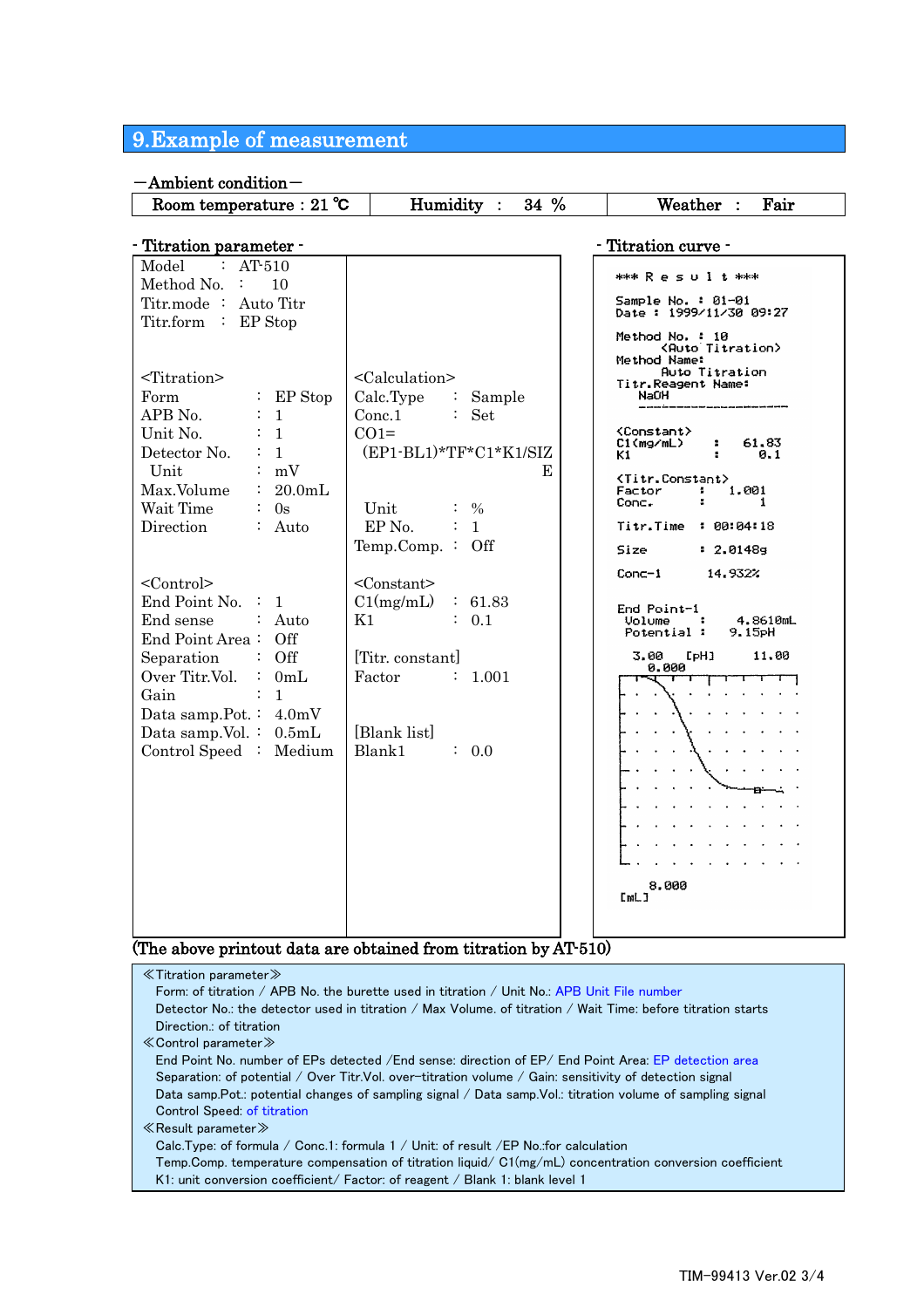# 9.Example of measurement

## —Ambient condition—

| Room temperature : 21 ℃ | Humidity : 34 % | Weather : Fair |
|---|---|---|

## - Titration parameter -

| | |
|---|---|
| Model : AT-510<br>Method No. : 10<br>Titr.mode : Auto Titr<br>Titr.form : EP Stop | |
| <Titration><br>Form : EP Stop<br>APB No. : 1<br>Unit No. : 1<br>Detector No. : 1<br>Unit : mV<br>Max.Volume : 20.0mL<br>Wait Time : 0s<br>Direction : Auto | <Calculation><br>Calc.Type : Sample<br>Conc.1 : Set<br>CO1=<br>(EP1-BL1)*TF*C1*K1/SIZE<br>Unit : %<br>EP No. : 1<br>Temp.Comp. : Off |
| <Control><br>End Point No. : 1<br>End sense : Auto<br>End Point Area : Off<br>Separation : Off<br>Over Titr.Vol. : 0mL<br>Gain : 1<br>Data samp.Pot. : 4.0mV<br>Data samp.Vol. : 0.5mL<br>Control Speed : Medium | <Constant><br>C1(mg/mL) : 61.83<br>K1 : 0.1<br><br>[Titr. constant]<br>Factor : 1.001<br><br>[Blank list]<br>Blank1 : 0.0 |

## - Titration curve -

```
*** R e s u l t ***

Sample No. : 01-01
Date : 1999/11/30 09:27

Method No. : 10
      <Auto Titration>
Method Name:
      Auto Titration
Titr.Reagent Name:
   NaOH
   --------------------

<Constant>
C1(mg/mL)   :   61.83
K1          :    0.1

<Titr.Constant>
Factor      :   1.001
Conc.       :       1

Titr.Time   : 00:04:18

Size        : 2.0148g

Conc-1        14.932%

End Point-1
 Volume     :    4.8610mL
 Potential  :   9.15pH

  3.00   [pH]      11.00
   0.000

   8.000
[mL]
```

(The above printout data are obtained from titration by AT-510)

≪Titration parameter≫
Form: of titration / APB No. the burette used in titration / Unit No.: APB Unit File number
Detector No.: the detector used in titration / Max Volume. of titration / Wait Time: before titration starts
Direction.: of titration

≪Control parameter≫
End Point No. number of EPs detected /End sense: direction of EP/ End Point Area: EP detection area
Separation: of potential / Over Titr.Vol. over-titration volume / Gain: sensitivity of detection signal
Data samp.Pot.: potential changes of sampling signal / Data samp.Vol.: titration volume of sampling signal
Control Speed: of titration

≪Result parameter≫
Calc.Type: of formula / Conc.1: formula 1 / Unit: of result /EP No.:for calculation
Temp.Comp. temperature compensation of titration liquid/ C1(mg/mL) concentration conversion coefficient
K1: unit conversion coefficient/ Factor: of reagent / Blank 1: blank level 1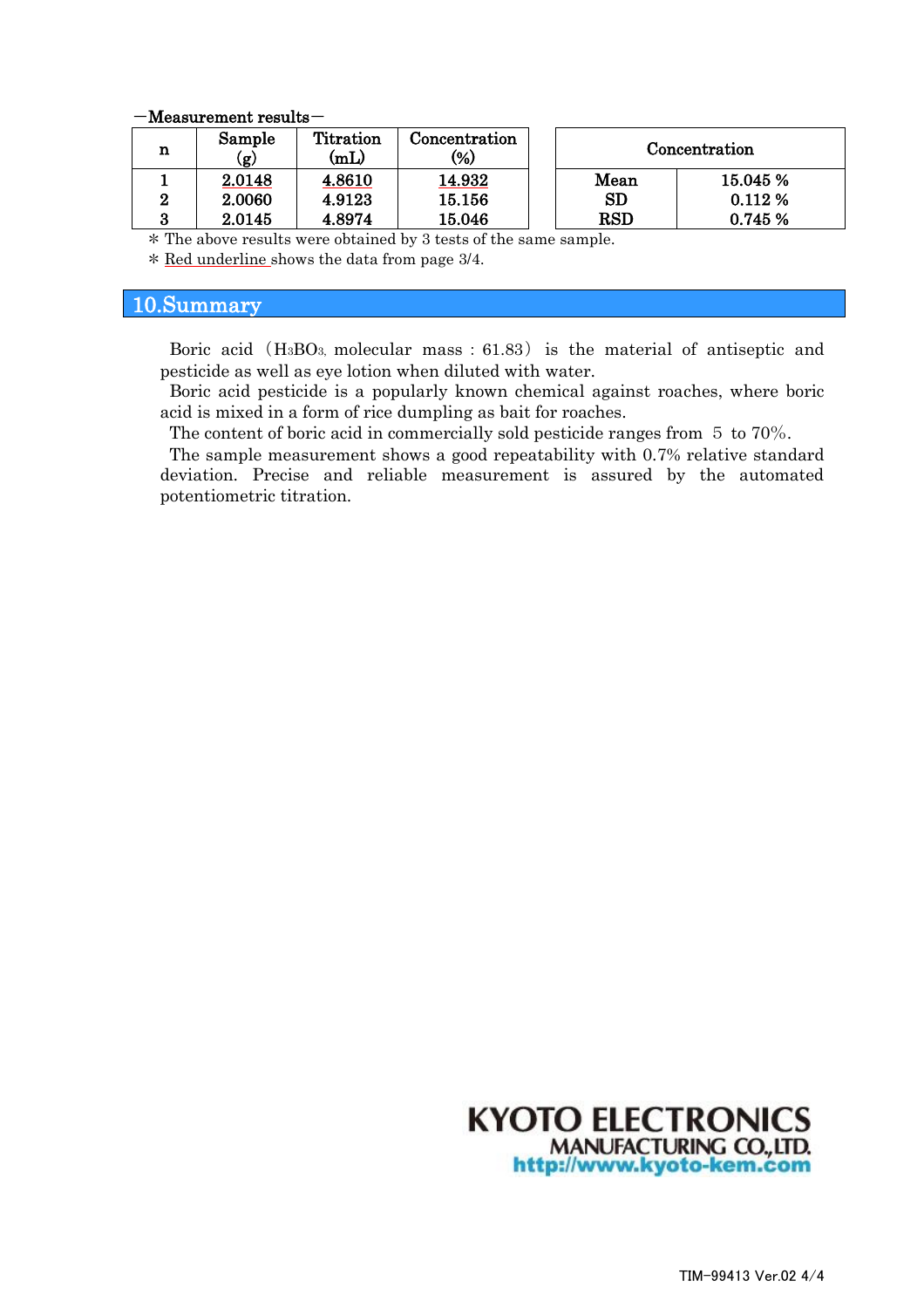－Measurement results－

| n | Sample (g) | Titration (mL) | Concentration (%) |
|---|---|---|---|
| 1 | 2.0148 | 4.8610 | 14.932 |
| 2 | 2.0060 | 4.9123 | 15.156 |
| 3 | 2.0145 | 4.8974 | 15.046 |

| Concentration | |
|---|---|
| Mean | 15.045 % |
| SD | 0.112 % |
| RSD | 0.745 % |

＊ The above results were obtained by 3 tests of the same sample.

＊ Red underline shows the data from page 3/4.

## 10.Summary

Boric acid（$H_3BO_3$, molecular mass : 61.83） is the material of antiseptic and pesticide as well as eye lotion when diluted with water.

Boric acid pesticide is a popularly known chemical against roaches, where boric acid is mixed in a form of rice dumpling as bait for roaches.

The content of boric acid in commercially sold pesticide ranges from 5 to 70%.

The sample measurement shows a good repeatability with 0.7% relative standard deviation. Precise and reliable measurement is assured by the automated potentiometric titration.

KYOTO ELECTRONICS MANUFACTURING CO.,LTD.
http://www.kyoto-kem.com

TIM-99413 Ver.02